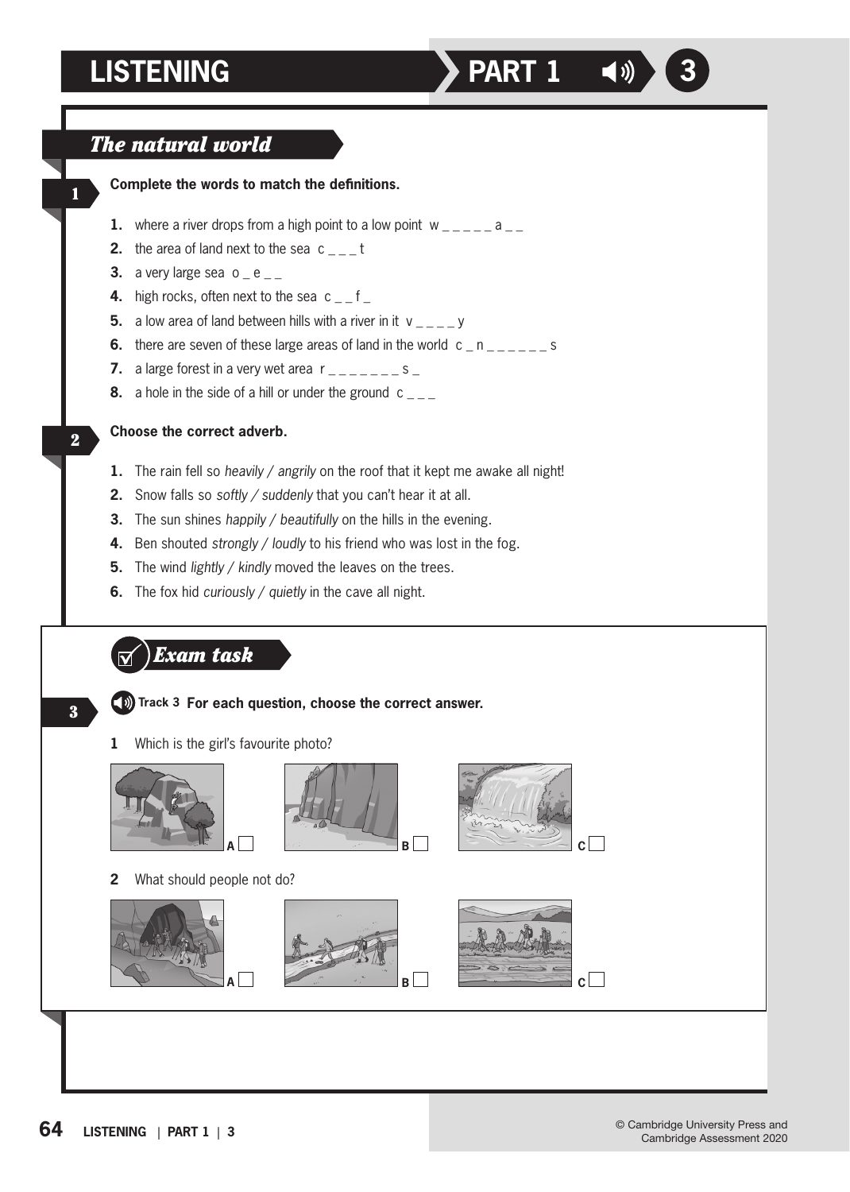# LISTENING PART 1 3

## The natural world

### 1 Complete the words to match the definitions.

1. where a river drops from a high point to a low point w _ _ _ _ _ a _ _
2. the area of land next to the sea c _ _ _ t
3. a very large sea o _ e _ _
4. high rocks, often next to the sea c _ _ f _
5. a low area of land between hills with a river in it v _ _ _ _ y
6. there are seven of these large areas of land in the world c _ n _ _ _ _ _ _ s
7. a large forest in a very wet area r _ _ _ _ _ _ _ s _
8. a hole in the side of a hill or under the ground c _ _ _

### 2 Choose the correct adverb.

1. The rain fell so *heavily / angrily* on the roof that it kept me awake all night!
2. Snow falls so *softly / suddenly* that you can't hear it at all.
3. The sun shines *happily / beautifully* on the hills in the evening.
4. Ben shouted *strongly / loudly* to his friend who was lost in the fog.
5. The wind *lightly / kindly* moved the leaves on the trees.
6. The fox hid *curiously / quietly* in the cave all night.

## Exam task

### 3 Track 3 For each question, choose the correct answer.

**1** Which is the girl's favourite photo?

A ☐ B ☐ C ☐

**2** What should people not do?

A ☐ B ☐ C ☐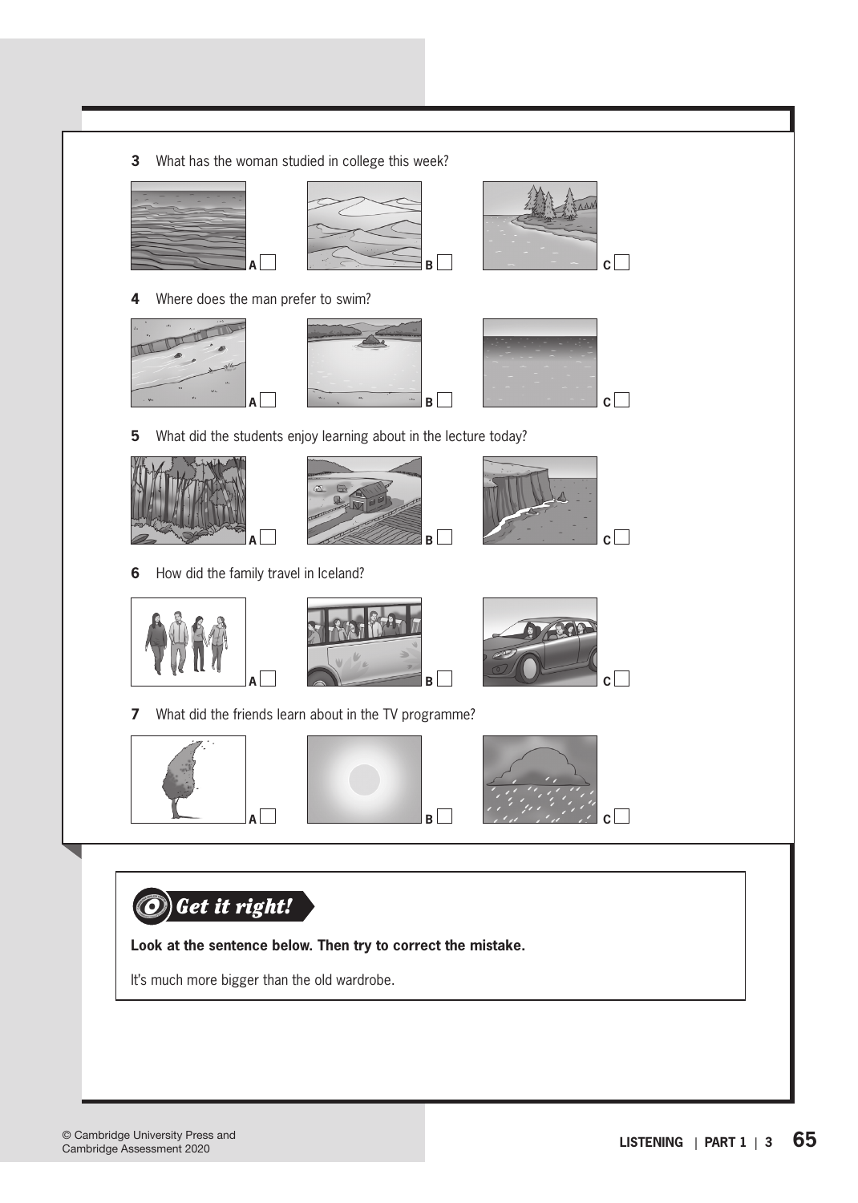**3** What has the woman studied in college this week?

A ☐ B ☐ C ☐

**4** Where does the man prefer to swim?

A ☐ B ☐ C ☐

**5** What did the students enjoy learning about in the lecture today?

A ☐ B ☐ C ☐

**6** How did the family travel in Iceland?

A ☐ B ☐ C ☐

**7** What did the friends learn about in the TV programme?

A ☐ B ☐ C ☐

***Get it right!***

**Look at the sentence below. Then try to correct the mistake.**

It's much more bigger than the old wardrobe.